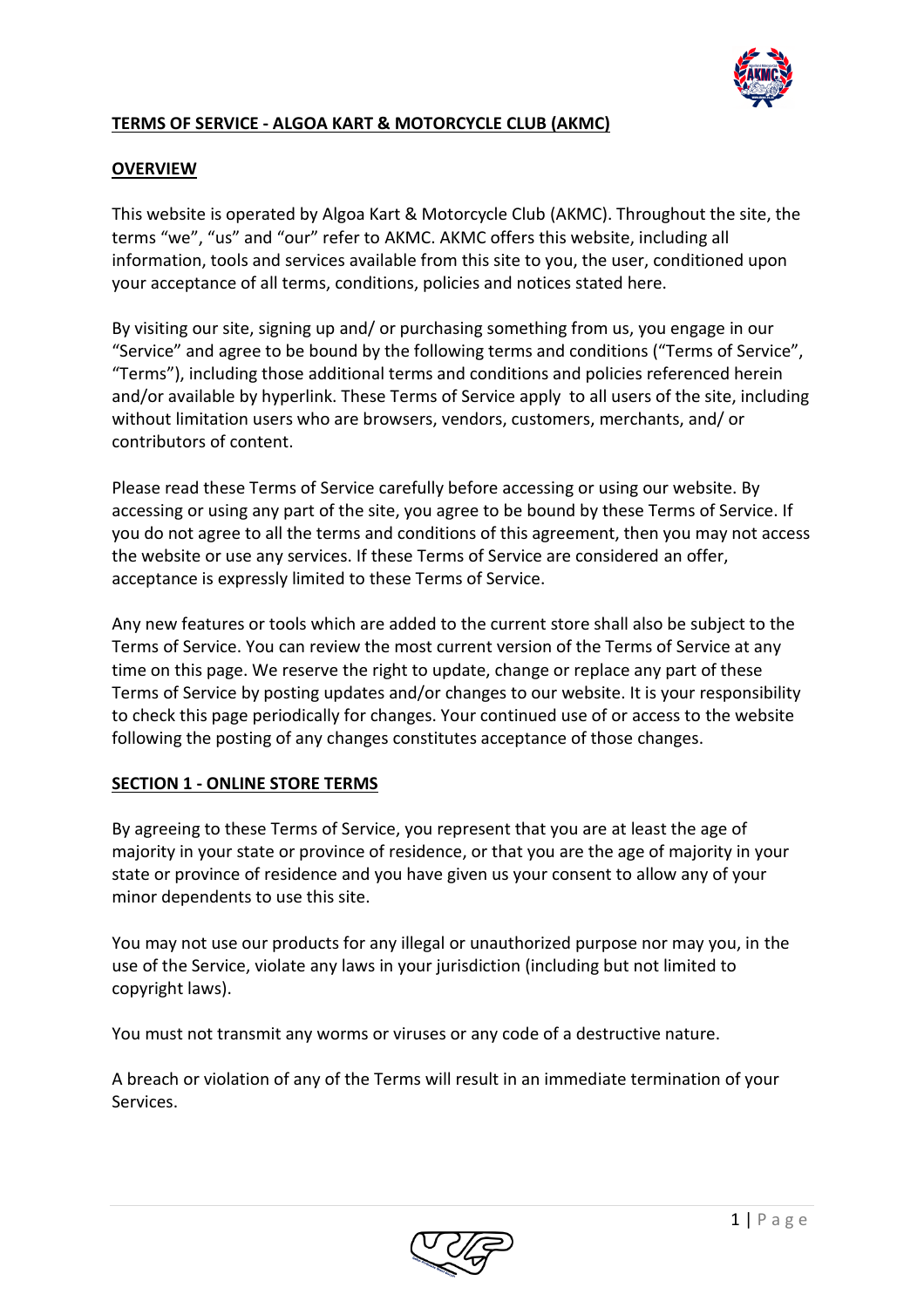# TERMS OF SERVICE - ALGOA KART & MOTORCYCLE CLUB (AKMC)

## OVERVIEW

This website is operated by Algoa Kart & Motorcycle Club (AKMC). Throughout the site, the terms "we", "us" and "our" refer to AKMC. AKMC offers this website, including all information, tools and services available from this site to you, the user, conditioned upon your acceptance of all terms, conditions, policies and notices stated here.

By visiting our site, signing up and/ or purchasing something from us, you engage in our "Service" and agree to be bound by the following terms and conditions ("Terms of Service", "Terms"), including those additional terms and conditions and policies referenced herein and/or available by hyperlink. These Terms of Service apply to all users of the site, including without limitation users who are browsers, vendors, customers, merchants, and/ or contributors of content.

Please read these Terms of Service carefully before accessing or using our website. By accessing or using any part of the site, you agree to be bound by these Terms of Service. If you do not agree to all the terms and conditions of this agreement, then you may not access the website or use any services. If these Terms of Service are considered an offer, acceptance is expressly limited to these Terms of Service.

Any new features or tools which are added to the current store shall also be subject to the Terms of Service. You can review the most current version of the Terms of Service at any time on this page. We reserve the right to update, change or replace any part of these Terms of Service by posting updates and/or changes to our website. It is your responsibility to check this page periodically for changes. Your continued use of or access to the website following the posting of any changes constitutes acceptance of those changes.

## SECTION 1 - ONLINE STORE TERMS

By agreeing to these Terms of Service, you represent that you are at least the age of majority in your state or province of residence, or that you are the age of majority in your state or province of residence and you have given us your consent to allow any of your minor dependents to use this site.

You may not use our products for any illegal or unauthorized purpose nor may you, in the use of the Service, violate any laws in your jurisdiction (including but not limited to copyright laws).

You must not transmit any worms or viruses or any code of a destructive nature.

A breach or violation of any of the Terms will result in an immediate termination of your Services.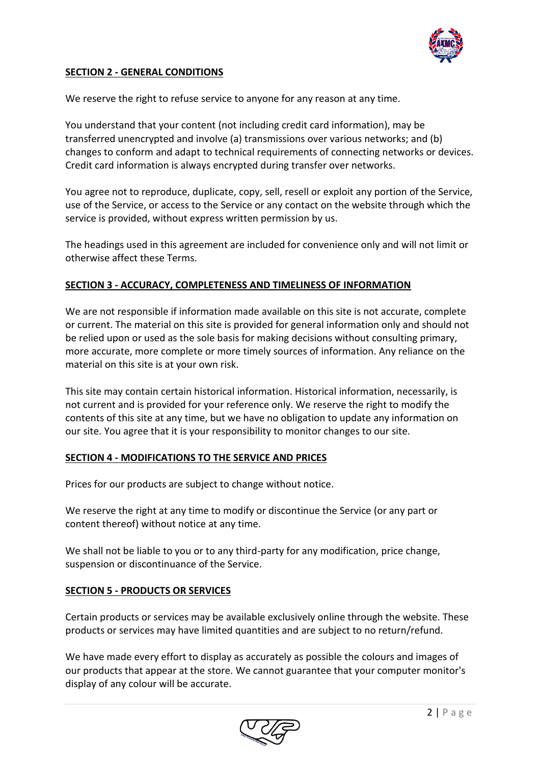## SECTION 2 - GENERAL CONDITIONS

We reserve the right to refuse service to anyone for any reason at any time.

You understand that your content (not including credit card information), may be transferred unencrypted and involve (a) transmissions over various networks; and (b) changes to conform and adapt to technical requirements of connecting networks or devices. Credit card information is always encrypted during transfer over networks.

You agree not to reproduce, duplicate, copy, sell, resell or exploit any portion of the Service, use of the Service, or access to the Service or any contact on the website through which the service is provided, without express written permission by us.

The headings used in this agreement are included for convenience only and will not limit or otherwise affect these Terms.

## SECTION 3 - ACCURACY, COMPLETENESS AND TIMELINESS OF INFORMATION

We are not responsible if information made available on this site is not accurate, complete or current. The material on this site is provided for general information only and should not be relied upon or used as the sole basis for making decisions without consulting primary, more accurate, more complete or more timely sources of information. Any reliance on the material on this site is at your own risk.

This site may contain certain historical information. Historical information, necessarily, is not current and is provided for your reference only. We reserve the right to modify the contents of this site at any time, but we have no obligation to update any information on our site. You agree that it is your responsibility to monitor changes to our site.

## SECTION 4 - MODIFICATIONS TO THE SERVICE AND PRICES

Prices for our products are subject to change without notice.

We reserve the right at any time to modify or discontinue the Service (or any part or content thereof) without notice at any time.

We shall not be liable to you or to any third-party for any modification, price change, suspension or discontinuance of the Service.

## SECTION 5 - PRODUCTS OR SERVICES

Certain products or services may be available exclusively online through the website. These products or services may have limited quantities and are subject to no return/refund.

We have made every effort to display as accurately as possible the colours and images of our products that appear at the store. We cannot guarantee that your computer monitor's display of any colour will be accurate.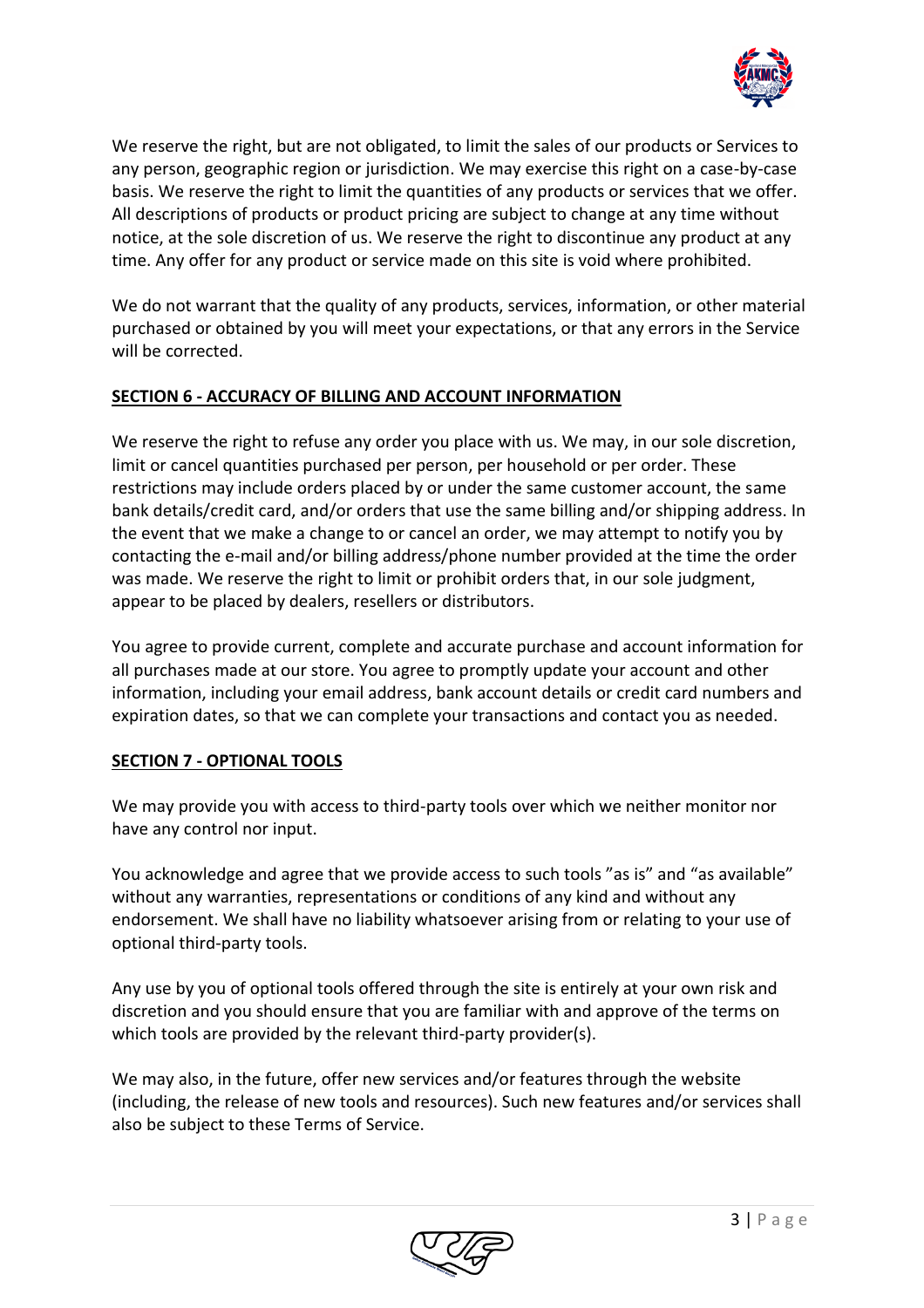We reserve the right, but are not obligated, to limit the sales of our products or Services to any person, geographic region or jurisdiction. We may exercise this right on a case-by-case basis. We reserve the right to limit the quantities of any products or services that we offer. All descriptions of products or product pricing are subject to change at any time without notice, at the sole discretion of us. We reserve the right to discontinue any product at any time. Any offer for any product or service made on this site is void where prohibited.

We do not warrant that the quality of any products, services, information, or other material purchased or obtained by you will meet your expectations, or that any errors in the Service will be corrected.

## SECTION 6 - ACCURACY OF BILLING AND ACCOUNT INFORMATION

We reserve the right to refuse any order you place with us. We may, in our sole discretion, limit or cancel quantities purchased per person, per household or per order. These restrictions may include orders placed by or under the same customer account, the same bank details/credit card, and/or orders that use the same billing and/or shipping address. In the event that we make a change to or cancel an order, we may attempt to notify you by contacting the e-mail and/or billing address/phone number provided at the time the order was made. We reserve the right to limit or prohibit orders that, in our sole judgment, appear to be placed by dealers, resellers or distributors.

You agree to provide current, complete and accurate purchase and account information for all purchases made at our store. You agree to promptly update your account and other information, including your email address, bank account details or credit card numbers and expiration dates, so that we can complete your transactions and contact you as needed.

## SECTION 7 - OPTIONAL TOOLS

We may provide you with access to third-party tools over which we neither monitor nor have any control nor input.

You acknowledge and agree that we provide access to such tools "as is" and "as available" without any warranties, representations or conditions of any kind and without any endorsement. We shall have no liability whatsoever arising from or relating to your use of optional third-party tools.

Any use by you of optional tools offered through the site is entirely at your own risk and discretion and you should ensure that you are familiar with and approve of the terms on which tools are provided by the relevant third-party provider(s).

We may also, in the future, offer new services and/or features through the website (including, the release of new tools and resources). Such new features and/or services shall also be subject to these Terms of Service.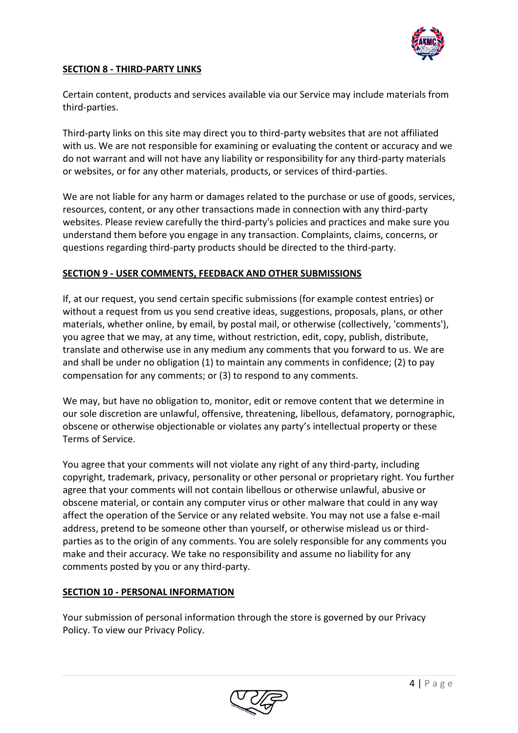**SECTION 8 - THIRD-PARTY LINKS**

Certain content, products and services available via our Service may include materials from third-parties.

Third-party links on this site may direct you to third-party websites that are not affiliated with us. We are not responsible for examining or evaluating the content or accuracy and we do not warrant and will not have any liability or responsibility for any third-party materials or websites, or for any other materials, products, or services of third-parties.

We are not liable for any harm or damages related to the purchase or use of goods, services, resources, content, or any other transactions made in connection with any third-party websites. Please review carefully the third-party's policies and practices and make sure you understand them before you engage in any transaction. Complaints, claims, concerns, or questions regarding third-party products should be directed to the third-party.

**SECTION 9 - USER COMMENTS, FEEDBACK AND OTHER SUBMISSIONS**

If, at our request, you send certain specific submissions (for example contest entries) or without a request from us you send creative ideas, suggestions, proposals, plans, or other materials, whether online, by email, by postal mail, or otherwise (collectively, 'comments'), you agree that we may, at any time, without restriction, edit, copy, publish, distribute, translate and otherwise use in any medium any comments that you forward to us. We are and shall be under no obligation (1) to maintain any comments in confidence; (2) to pay compensation for any comments; or (3) to respond to any comments.

We may, but have no obligation to, monitor, edit or remove content that we determine in our sole discretion are unlawful, offensive, threatening, libellous, defamatory, pornographic, obscene or otherwise objectionable or violates any party's intellectual property or these Terms of Service.

You agree that your comments will not violate any right of any third-party, including copyright, trademark, privacy, personality or other personal or proprietary right. You further agree that your comments will not contain libellous or otherwise unlawful, abusive or obscene material, or contain any computer virus or other malware that could in any way affect the operation of the Service or any related website. You may not use a false e-mail address, pretend to be someone other than yourself, or otherwise mislead us or third-parties as to the origin of any comments. You are solely responsible for any comments you make and their accuracy. We take no responsibility and assume no liability for any comments posted by you or any third-party.

**SECTION 10 - PERSONAL INFORMATION**

Your submission of personal information through the store is governed by our Privacy Policy. To view our Privacy Policy.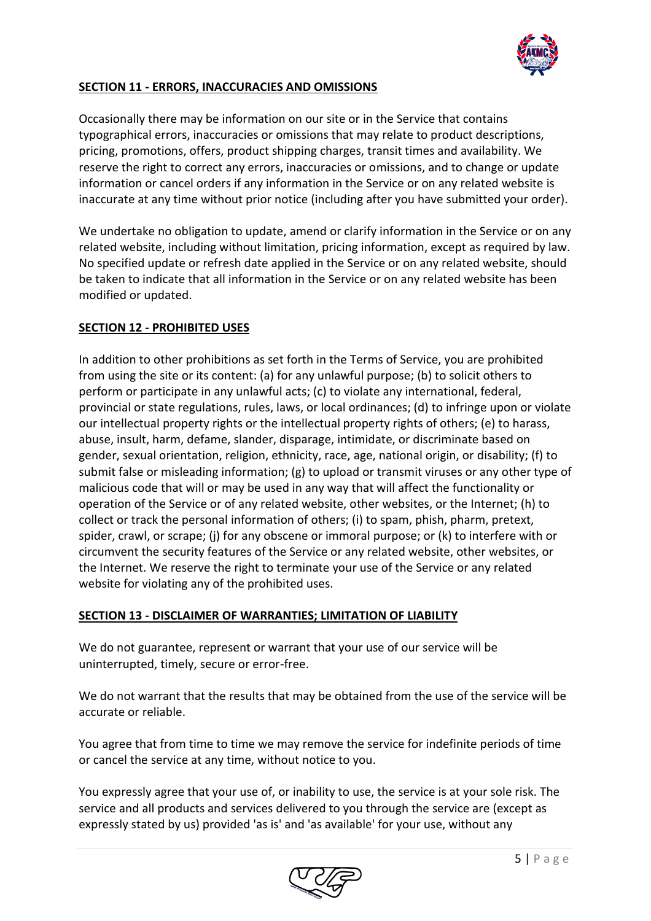## SECTION 11 - ERRORS, INACCURACIES AND OMISSIONS

Occasionally there may be information on our site or in the Service that contains typographical errors, inaccuracies or omissions that may relate to product descriptions, pricing, promotions, offers, product shipping charges, transit times and availability. We reserve the right to correct any errors, inaccuracies or omissions, and to change or update information or cancel orders if any information in the Service or on any related website is inaccurate at any time without prior notice (including after you have submitted your order).

We undertake no obligation to update, amend or clarify information in the Service or on any related website, including without limitation, pricing information, except as required by law. No specified update or refresh date applied in the Service or on any related website, should be taken to indicate that all information in the Service or on any related website has been modified or updated.

## SECTION 12 - PROHIBITED USES

In addition to other prohibitions as set forth in the Terms of Service, you are prohibited from using the site or its content: (a) for any unlawful purpose; (b) to solicit others to perform or participate in any unlawful acts; (c) to violate any international, federal, provincial or state regulations, rules, laws, or local ordinances; (d) to infringe upon or violate our intellectual property rights or the intellectual property rights of others; (e) to harass, abuse, insult, harm, defame, slander, disparage, intimidate, or discriminate based on gender, sexual orientation, religion, ethnicity, race, age, national origin, or disability; (f) to submit false or misleading information; (g) to upload or transmit viruses or any other type of malicious code that will or may be used in any way that will affect the functionality or operation of the Service or of any related website, other websites, or the Internet; (h) to collect or track the personal information of others; (i) to spam, phish, pharm, pretext, spider, crawl, or scrape; (j) for any obscene or immoral purpose; or (k) to interfere with or circumvent the security features of the Service or any related website, other websites, or the Internet. We reserve the right to terminate your use of the Service or any related website for violating any of the prohibited uses.

## SECTION 13 - DISCLAIMER OF WARRANTIES; LIMITATION OF LIABILITY

We do not guarantee, represent or warrant that your use of our service will be uninterrupted, timely, secure or error-free.

We do not warrant that the results that may be obtained from the use of the service will be accurate or reliable.

You agree that from time to time we may remove the service for indefinite periods of time or cancel the service at any time, without notice to you.

You expressly agree that your use of, or inability to use, the service is at your sole risk. The service and all products and services delivered to you through the service are (except as expressly stated by us) provided 'as is' and 'as available' for your use, without any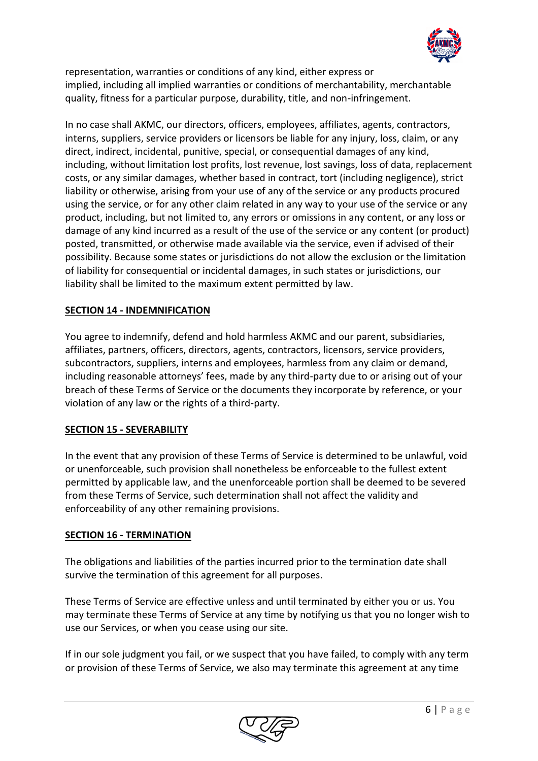representation, warranties or conditions of any kind, either express or implied, including all implied warranties or conditions of merchantability, merchantable quality, fitness for a particular purpose, durability, title, and non-infringement.

In no case shall AKMC, our directors, officers, employees, affiliates, agents, contractors, interns, suppliers, service providers or licensors be liable for any injury, loss, claim, or any direct, indirect, incidental, punitive, special, or consequential damages of any kind, including, without limitation lost profits, lost revenue, lost savings, loss of data, replacement costs, or any similar damages, whether based in contract, tort (including negligence), strict liability or otherwise, arising from your use of any of the service or any products procured using the service, or for any other claim related in any way to your use of the service or any product, including, but not limited to, any errors or omissions in any content, or any loss or damage of any kind incurred as a result of the use of the service or any content (or product) posted, transmitted, or otherwise made available via the service, even if advised of their possibility. Because some states or jurisdictions do not allow the exclusion or the limitation of liability for consequential or incidental damages, in such states or jurisdictions, our liability shall be limited to the maximum extent permitted by law.

**SECTION 14 - INDEMNIFICATION**

You agree to indemnify, defend and hold harmless AKMC and our parent, subsidiaries, affiliates, partners, officers, directors, agents, contractors, licensors, service providers, subcontractors, suppliers, interns and employees, harmless from any claim or demand, including reasonable attorneys' fees, made by any third-party due to or arising out of your breach of these Terms of Service or the documents they incorporate by reference, or your violation of any law or the rights of a third-party.

**SECTION 15 - SEVERABILITY**

In the event that any provision of these Terms of Service is determined to be unlawful, void or unenforceable, such provision shall nonetheless be enforceable to the fullest extent permitted by applicable law, and the unenforceable portion shall be deemed to be severed from these Terms of Service, such determination shall not affect the validity and enforceability of any other remaining provisions.

**SECTION 16 - TERMINATION**

The obligations and liabilities of the parties incurred prior to the termination date shall survive the termination of this agreement for all purposes.

These Terms of Service are effective unless and until terminated by either you or us. You may terminate these Terms of Service at any time by notifying us that you no longer wish to use our Services, or when you cease using our site.

If in our sole judgment you fail, or we suspect that you have failed, to comply with any term or provision of these Terms of Service, we also may terminate this agreement at any time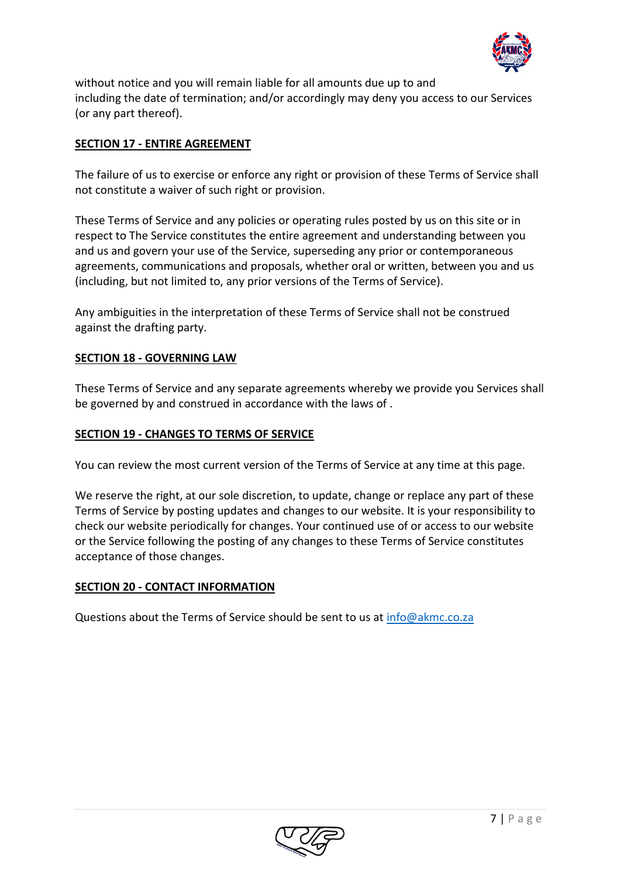without notice and you will remain liable for all amounts due up to and including the date of termination; and/or accordingly may deny you access to our Services (or any part thereof).

## SECTION 17 - ENTIRE AGREEMENT

The failure of us to exercise or enforce any right or provision of these Terms of Service shall not constitute a waiver of such right or provision.

These Terms of Service and any policies or operating rules posted by us on this site or in respect to The Service constitutes the entire agreement and understanding between you and us and govern your use of the Service, superseding any prior or contemporaneous agreements, communications and proposals, whether oral or written, between you and us (including, but not limited to, any prior versions of the Terms of Service).

Any ambiguities in the interpretation of these Terms of Service shall not be construed against the drafting party.

## SECTION 18 - GOVERNING LAW

These Terms of Service and any separate agreements whereby we provide you Services shall be governed by and construed in accordance with the laws of .

## SECTION 19 - CHANGES TO TERMS OF SERVICE

You can review the most current version of the Terms of Service at any time at this page.

We reserve the right, at our sole discretion, to update, change or replace any part of these Terms of Service by posting updates and changes to our website. It is your responsibility to check our website periodically for changes. Your continued use of or access to our website or the Service following the posting of any changes to these Terms of Service constitutes acceptance of those changes.

## SECTION 20 - CONTACT INFORMATION

Questions about the Terms of Service should be sent to us at info@akmc.co.za